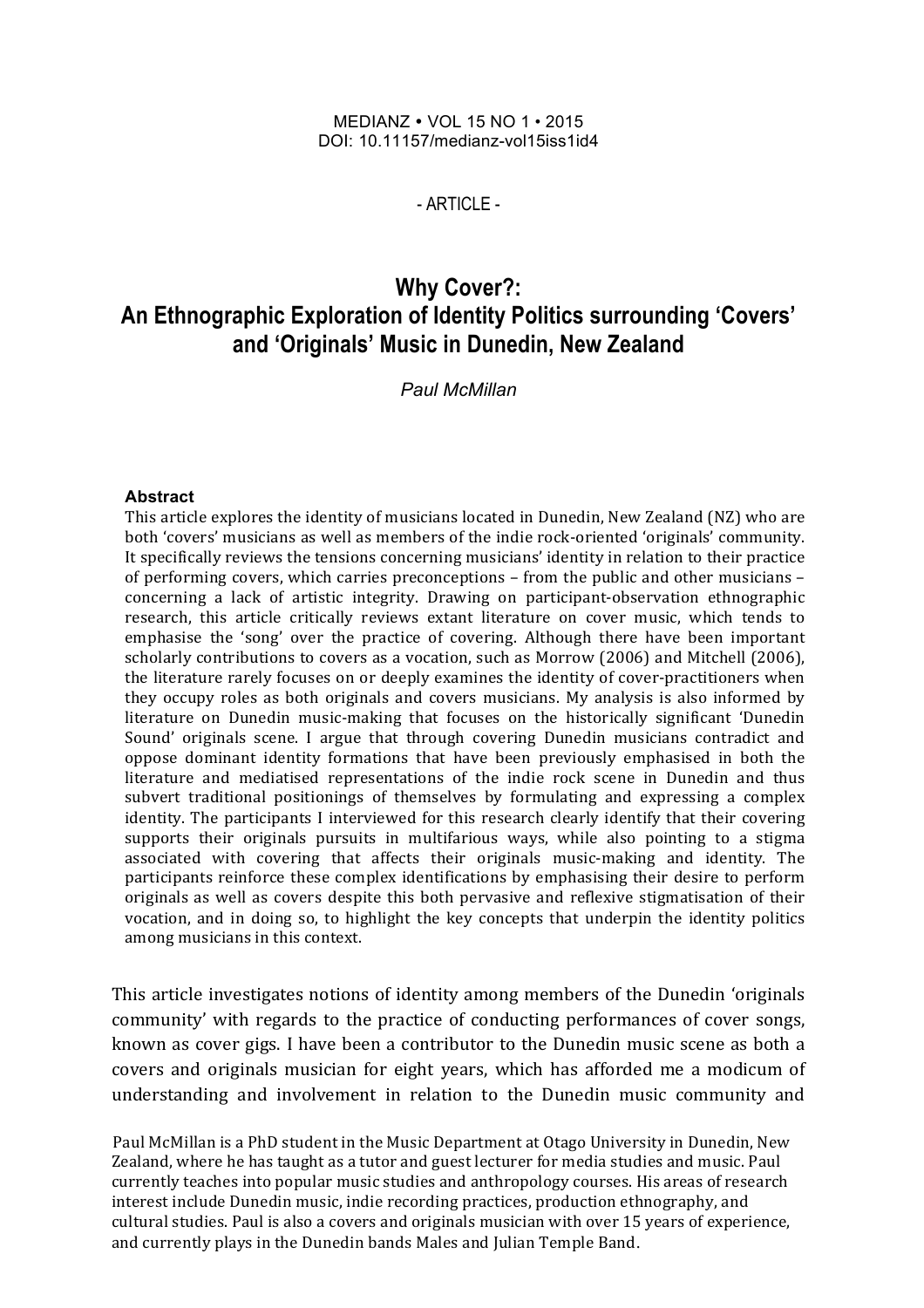MEDIANZ • VOL 15 NO 1 • 2015
DOI: 10.11157/medianz-vol15iss1id4

\- ARTICLE -

# Why Cover?: An Ethnographic Exploration of Identity Politics surrounding 'Covers' and 'Originals' Music in Dunedin, New Zealand

*Paul McMillan*

### Abstract

This article explores the identity of musicians located in Dunedin, New Zealand (NZ) who are both 'covers' musicians as well as members of the indie rock-oriented 'originals' community. It specifically reviews the tensions concerning musicians' identity in relation to their practice of performing covers, which carries preconceptions – from the public and other musicians – concerning a lack of artistic integrity. Drawing on participant-observation ethnographic research, this article critically reviews extant literature on cover music, which tends to emphasise the 'song' over the practice of covering. Although there have been important scholarly contributions to covers as a vocation, such as Morrow (2006) and Mitchell (2006), the literature rarely focuses on or deeply examines the identity of cover-practitioners when they occupy roles as both originals and covers musicians. My analysis is also informed by literature on Dunedin music-making that focuses on the historically significant 'Dunedin Sound' originals scene. I argue that through covering Dunedin musicians contradict and oppose dominant identity formations that have been previously emphasised in both the literature and mediatised representations of the indie rock scene in Dunedin and thus subvert traditional positionings of themselves by formulating and expressing a complex identity. The participants I interviewed for this research clearly identify that their covering supports their originals pursuits in multifarious ways, while also pointing to a stigma associated with covering that affects their originals music-making and identity. The participants reinforce these complex identifications by emphasising their desire to perform originals as well as covers despite this both pervasive and reflexive stigmatisation of their vocation, and in doing so, to highlight the key concepts that underpin the identity politics among musicians in this context.

This article investigates notions of identity among members of the Dunedin 'originals community' with regards to the practice of conducting performances of cover songs, known as cover gigs. I have been a contributor to the Dunedin music scene as both a covers and originals musician for eight years, which has afforded me a modicum of understanding and involvement in relation to the Dunedin music community and

Paul McMillan is a PhD student in the Music Department at Otago University in Dunedin, New Zealand, where he has taught as a tutor and guest lecturer for media studies and music. Paul currently teaches into popular music studies and anthropology courses. His areas of research interest include Dunedin music, indie recording practices, production ethnography, and cultural studies. Paul is also a covers and originals musician with over 15 years of experience, and currently plays in the Dunedin bands Males and Julian Temple Band.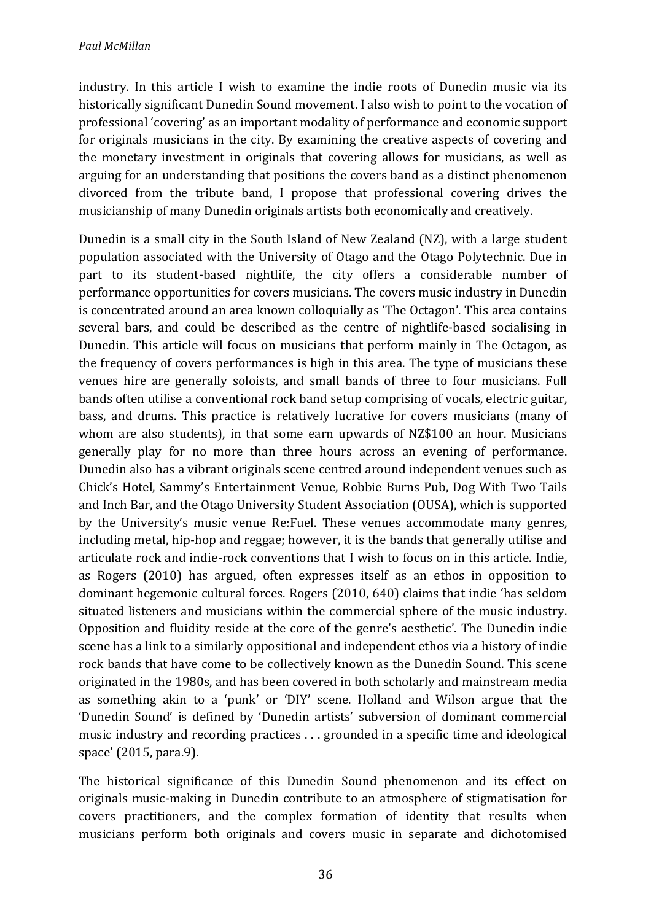industry. In this article I wish to examine the indie roots of Dunedin music via its historically significant Dunedin Sound movement. I also wish to point to the vocation of professional 'covering' as an important modality of performance and economic support for originals musicians in the city. By examining the creative aspects of covering and the monetary investment in originals that covering allows for musicians, as well as arguing for an understanding that positions the covers band as a distinct phenomenon divorced from the tribute band, I propose that professional covering drives the musicianship of many Dunedin originals artists both economically and creatively.

Dunedin is a small city in the South Island of New Zealand (NZ), with a large student population associated with the University of Otago and the Otago Polytechnic. Due in part to its student-based nightlife, the city offers a considerable number of performance opportunities for covers musicians. The covers music industry in Dunedin is concentrated around an area known colloquially as 'The Octagon'. This area contains several bars, and could be described as the centre of nightlife-based socialising in Dunedin. This article will focus on musicians that perform mainly in The Octagon, as the frequency of covers performances is high in this area. The type of musicians these venues hire are generally soloists, and small bands of three to four musicians. Full bands often utilise a conventional rock band setup comprising of vocals, electric guitar, bass, and drums. This practice is relatively lucrative for covers musicians (many of whom are also students), in that some earn upwards of NZ$100 an hour. Musicians generally play for no more than three hours across an evening of performance. Dunedin also has a vibrant originals scene centred around independent venues such as Chick's Hotel, Sammy's Entertainment Venue, Robbie Burns Pub, Dog With Two Tails and Inch Bar, and the Otago University Student Association (OUSA), which is supported by the University's music venue Re:Fuel. These venues accommodate many genres, including metal, hip-hop and reggae; however, it is the bands that generally utilise and articulate rock and indie-rock conventions that I wish to focus on in this article. Indie, as Rogers (2010) has argued, often expresses itself as an ethos in opposition to dominant hegemonic cultural forces. Rogers (2010, 640) claims that indie 'has seldom situated listeners and musicians within the commercial sphere of the music industry. Opposition and fluidity reside at the core of the genre's aesthetic'. The Dunedin indie scene has a link to a similarly oppositional and independent ethos via a history of indie rock bands that have come to be collectively known as the Dunedin Sound. This scene originated in the 1980s, and has been covered in both scholarly and mainstream media as something akin to a 'punk' or 'DIY' scene. Holland and Wilson argue that the 'Dunedin Sound' is defined by 'Dunedin artists' subversion of dominant commercial music industry and recording practices . . . grounded in a specific time and ideological space' (2015, para.9).

The historical significance of this Dunedin Sound phenomenon and its effect on originals music-making in Dunedin contribute to an atmosphere of stigmatisation for covers practitioners, and the complex formation of identity that results when musicians perform both originals and covers music in separate and dichotomised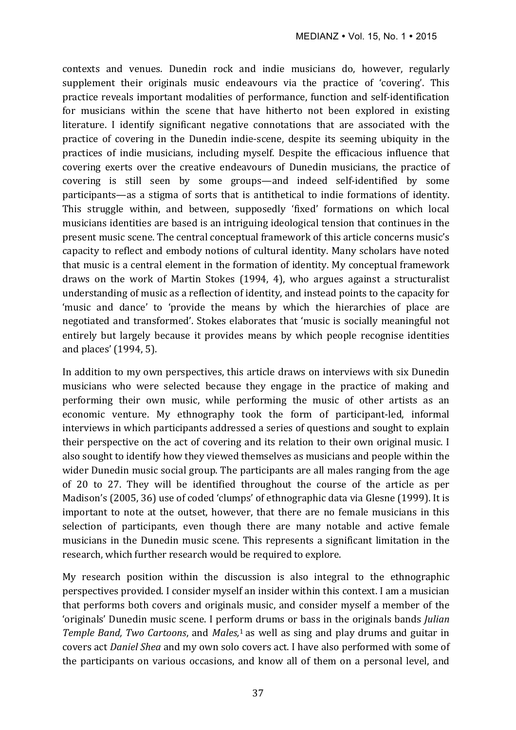contexts and venues. Dunedin rock and indie musicians do, however, regularly supplement their originals music endeavours via the practice of 'covering'. This practice reveals important modalities of performance, function and self-identification for musicians within the scene that have hitherto not been explored in existing literature. I identify significant negative connotations that are associated with the practice of covering in the Dunedin indie-scene, despite its seeming ubiquity in the practices of indie musicians, including myself. Despite the efficacious influence that covering exerts over the creative endeavours of Dunedin musicians, the practice of covering is still seen by some groups—and indeed self-identified by some participants—as a stigma of sorts that is antithetical to indie formations of identity. This struggle within, and between, supposedly 'fixed' formations on which local musicians identities are based is an intriguing ideological tension that continues in the present music scene. The central conceptual framework of this article concerns music's capacity to reflect and embody notions of cultural identity. Many scholars have noted that music is a central element in the formation of identity. My conceptual framework draws on the work of Martin Stokes (1994, 4), who argues against a structuralist understanding of music as a reflection of identity, and instead points to the capacity for 'music and dance' to 'provide the means by which the hierarchies of place are negotiated and transformed'. Stokes elaborates that 'music is socially meaningful not entirely but largely because it provides means by which people recognise identities and places' (1994, 5).

In addition to my own perspectives, this article draws on interviews with six Dunedin musicians who were selected because they engage in the practice of making and performing their own music, while performing the music of other artists as an economic venture. My ethnography took the form of participant-led, informal interviews in which participants addressed a series of questions and sought to explain their perspective on the act of covering and its relation to their own original music. I also sought to identify how they viewed themselves as musicians and people within the wider Dunedin music social group. The participants are all males ranging from the age of 20 to 27. They will be identified throughout the course of the article as per Madison's (2005, 36) use of coded 'clumps' of ethnographic data via Glesne (1999). It is important to note at the outset, however, that there are no female musicians in this selection of participants, even though there are many notable and active female musicians in the Dunedin music scene. This represents a significant limitation in the research, which further research would be required to explore.

My research position within the discussion is also integral to the ethnographic perspectives provided. I consider myself an insider within this context. I am a musician that performs both covers and originals music, and consider myself a member of the 'originals' Dunedin music scene. I perform drums or bass in the originals bands *Julian Temple Band, Two Cartoons*, and *Males,*[1] as well as sing and play drums and guitar in covers act *Daniel Shea* and my own solo covers act. I have also performed with some of the participants on various occasions, and know all of them on a personal level, and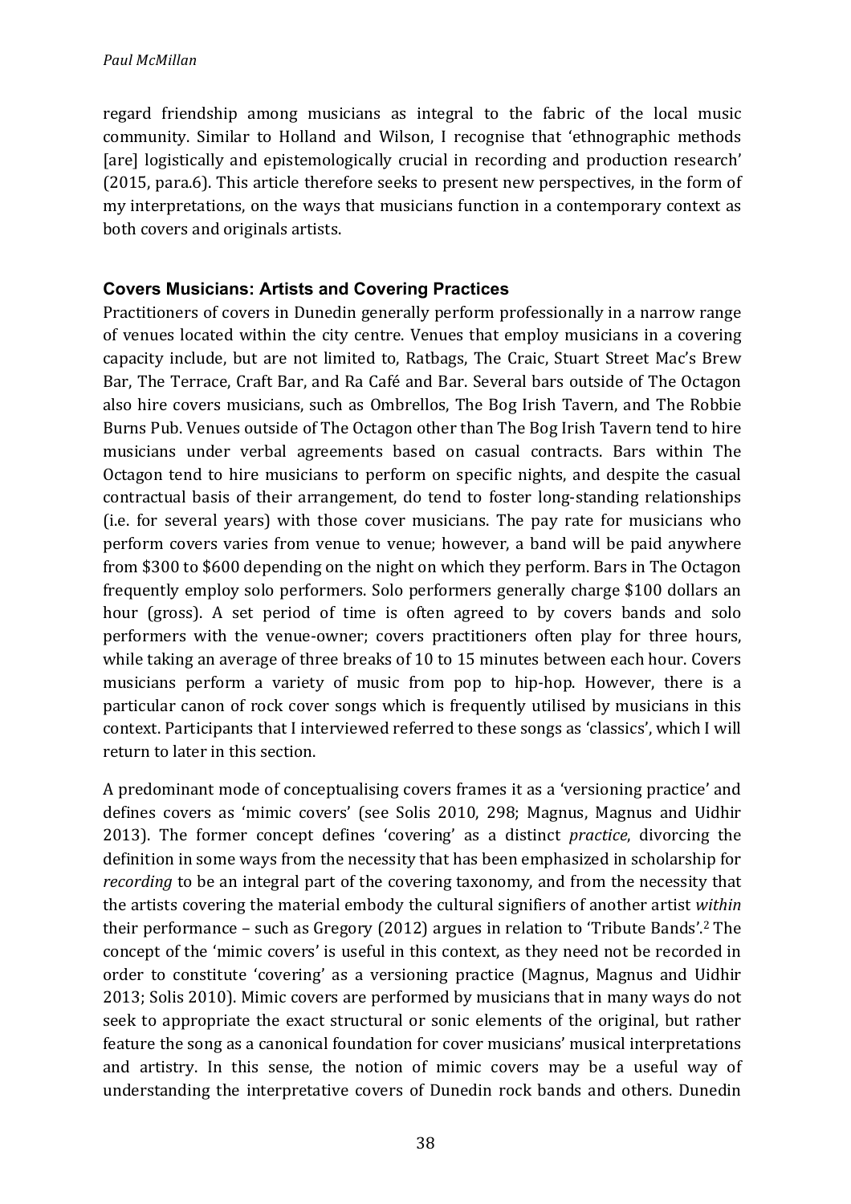regard friendship among musicians as integral to the fabric of the local music community. Similar to Holland and Wilson, I recognise that 'ethnographic methods [are] logistically and epistemologically crucial in recording and production research' (2015, para.6). This article therefore seeks to present new perspectives, in the form of my interpretations, on the ways that musicians function in a contemporary context as both covers and originals artists.

## Covers Musicians: Artists and Covering Practices

Practitioners of covers in Dunedin generally perform professionally in a narrow range of venues located within the city centre. Venues that employ musicians in a covering capacity include, but are not limited to, Ratbags, The Craic, Stuart Street Mac's Brew Bar, The Terrace, Craft Bar, and Ra Café and Bar. Several bars outside of The Octagon also hire covers musicians, such as Ombrellos, The Bog Irish Tavern, and The Robbie Burns Pub. Venues outside of The Octagon other than The Bog Irish Tavern tend to hire musicians under verbal agreements based on casual contracts. Bars within The Octagon tend to hire musicians to perform on specific nights, and despite the casual contractual basis of their arrangement, do tend to foster long-standing relationships (i.e. for several years) with those cover musicians. The pay rate for musicians who perform covers varies from venue to venue; however, a band will be paid anywhere from $300 to $600 depending on the night on which they perform. Bars in The Octagon frequently employ solo performers. Solo performers generally charge $100 dollars an hour (gross). A set period of time is often agreed to by covers bands and solo performers with the venue-owner; covers practitioners often play for three hours, while taking an average of three breaks of 10 to 15 minutes between each hour. Covers musicians perform a variety of music from pop to hip-hop. However, there is a particular canon of rock cover songs which is frequently utilised by musicians in this context. Participants that I interviewed referred to these songs as 'classics', which I will return to later in this section.

A predominant mode of conceptualising covers frames it as a 'versioning practice' and defines covers as 'mimic covers' (see Solis 2010, 298; Magnus, Magnus and Uidhir 2013). The former concept defines 'covering' as a distinct *practice*, divorcing the definition in some ways from the necessity that has been emphasized in scholarship for *recording* to be an integral part of the covering taxonomy, and from the necessity that the artists covering the material embody the cultural signifiers of another artist *within* their performance – such as Gregory (2012) argues in relation to 'Tribute Bands'.[2] The concept of the 'mimic covers' is useful in this context, as they need not be recorded in order to constitute 'covering' as a versioning practice (Magnus, Magnus and Uidhir 2013; Solis 2010). Mimic covers are performed by musicians that in many ways do not seek to appropriate the exact structural or sonic elements of the original, but rather feature the song as a canonical foundation for cover musicians' musical interpretations and artistry. In this sense, the notion of mimic covers may be a useful way of understanding the interpretative covers of Dunedin rock bands and others. Dunedin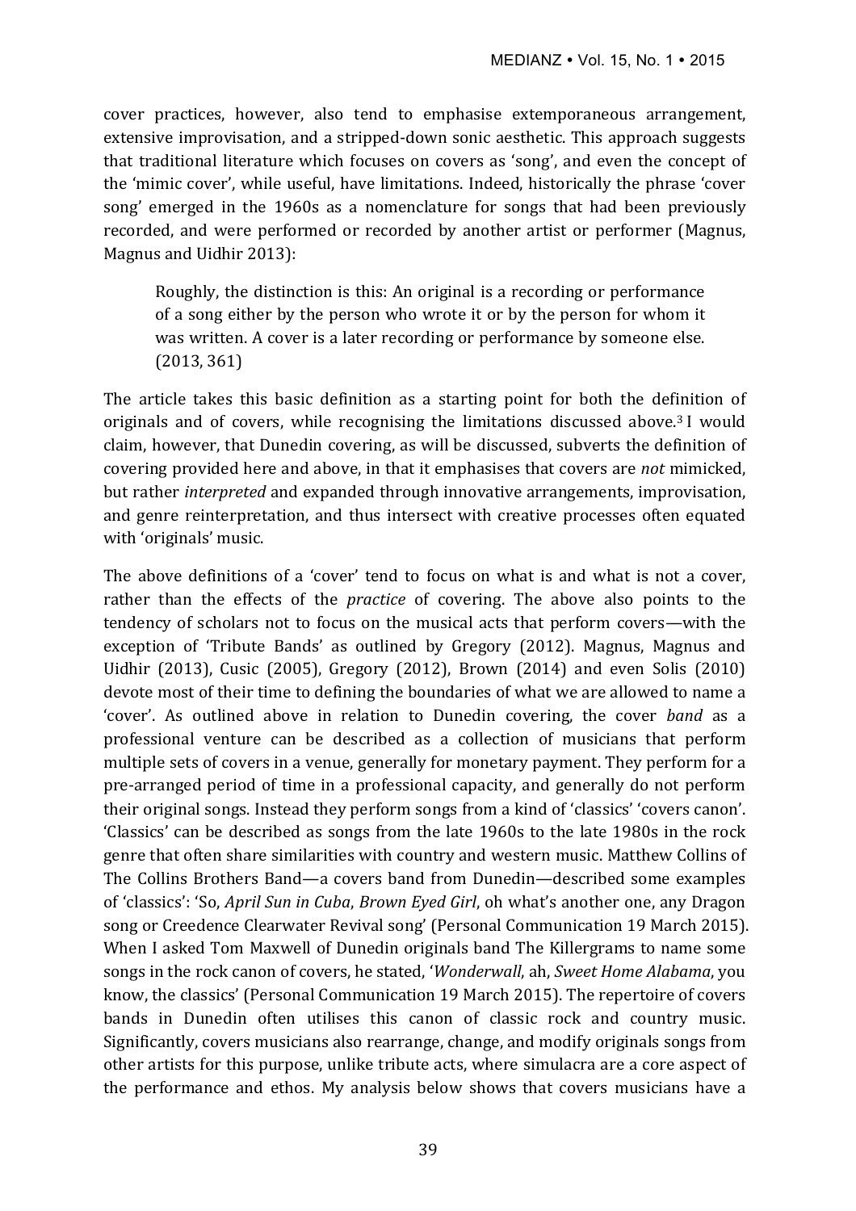cover practices, however, also tend to emphasise extemporaneous arrangement, extensive improvisation, and a stripped-down sonic aesthetic. This approach suggests that traditional literature which focuses on covers as 'song', and even the concept of the 'mimic cover', while useful, have limitations. Indeed, historically the phrase 'cover song' emerged in the 1960s as a nomenclature for songs that had been previously recorded, and were performed or recorded by another artist or performer (Magnus, Magnus and Uidhir 2013):

> Roughly, the distinction is this: An original is a recording or performance of a song either by the person who wrote it or by the person for whom it was written. A cover is a later recording or performance by someone else. (2013, 361)

The article takes this basic definition as a starting point for both the definition of originals and of covers, while recognising the limitations discussed above.[3] I would claim, however, that Dunedin covering, as will be discussed, subverts the definition of covering provided here and above, in that it emphasises that covers are *not* mimicked, but rather *interpreted* and expanded through innovative arrangements, improvisation, and genre reinterpretation, and thus intersect with creative processes often equated with 'originals' music.

The above definitions of a 'cover' tend to focus on what is and what is not a cover, rather than the effects of the *practice* of covering. The above also points to the tendency of scholars not to focus on the musical acts that perform covers—with the exception of 'Tribute Bands' as outlined by Gregory (2012). Magnus, Magnus and Uidhir (2013), Cusic (2005), Gregory (2012), Brown (2014) and even Solis (2010) devote most of their time to defining the boundaries of what we are allowed to name a 'cover'. As outlined above in relation to Dunedin covering, the cover *band* as a professional venture can be described as a collection of musicians that perform multiple sets of covers in a venue, generally for monetary payment. They perform for a pre-arranged period of time in a professional capacity, and generally do not perform their original songs. Instead they perform songs from a kind of 'classics' 'covers canon'. 'Classics' can be described as songs from the late 1960s to the late 1980s in the rock genre that often share similarities with country and western music. Matthew Collins of The Collins Brothers Band—a covers band from Dunedin—described some examples of 'classics': 'So, *April Sun in Cuba*, *Brown Eyed Girl*, oh what's another one, any Dragon song or Creedence Clearwater Revival song' (Personal Communication 19 March 2015). When I asked Tom Maxwell of Dunedin originals band The Killergrams to name some songs in the rock canon of covers, he stated, '*Wonderwall*, ah, *Sweet Home Alabama*, you know, the classics' (Personal Communication 19 March 2015). The repertoire of covers bands in Dunedin often utilises this canon of classic rock and country music. Significantly, covers musicians also rearrange, change, and modify originals songs from other artists for this purpose, unlike tribute acts, where simulacra are a core aspect of the performance and ethos. My analysis below shows that covers musicians have a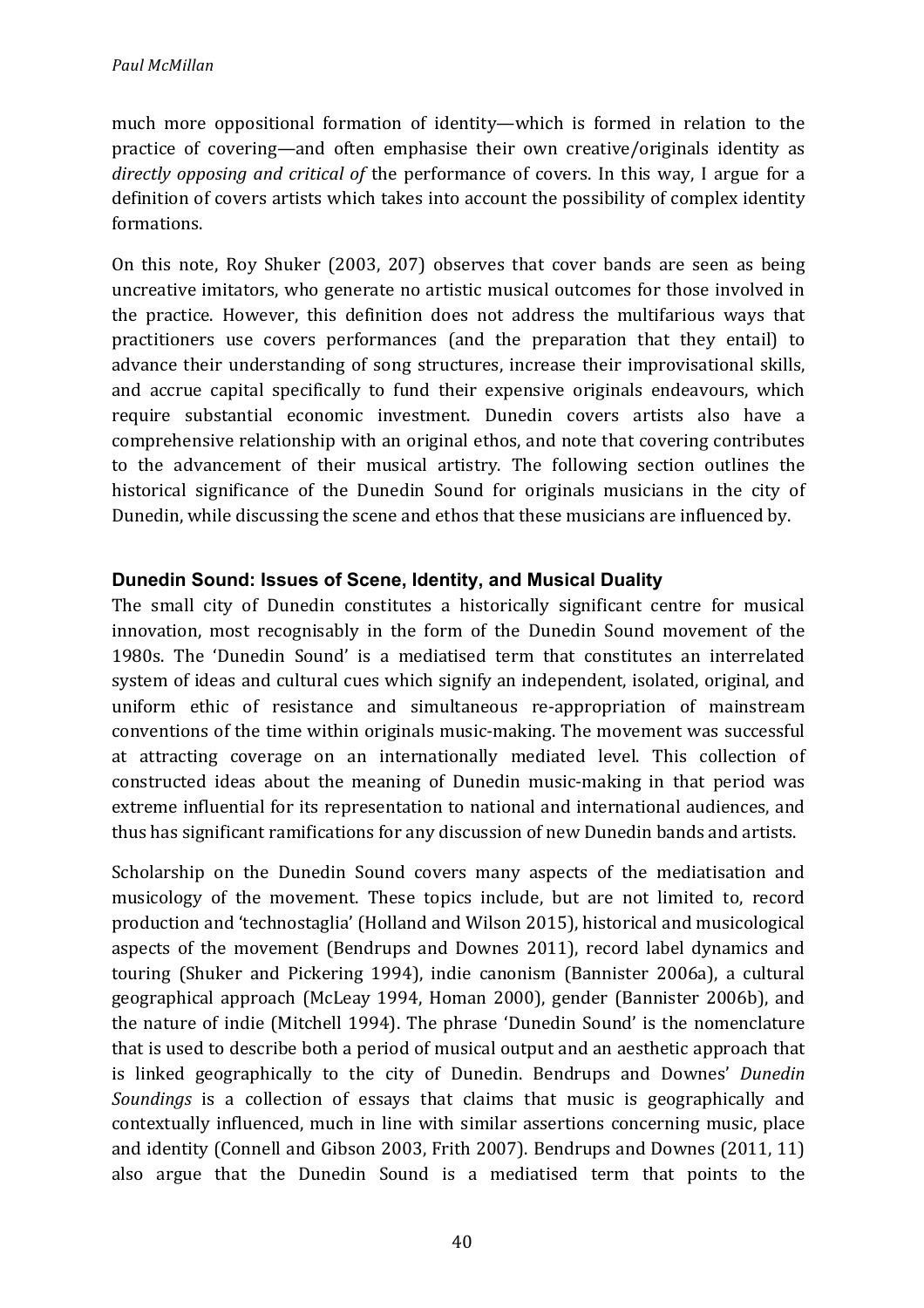much more oppositional formation of identity—which is formed in relation to the practice of covering—and often emphasise their own creative/originals identity as *directly opposing and critical of* the performance of covers. In this way, I argue for a definition of covers artists which takes into account the possibility of complex identity formations.

On this note, Roy Shuker (2003, 207) observes that cover bands are seen as being uncreative imitators, who generate no artistic musical outcomes for those involved in the practice. However, this definition does not address the multifarious ways that practitioners use covers performances (and the preparation that they entail) to advance their understanding of song structures, increase their improvisational skills, and accrue capital specifically to fund their expensive originals endeavours, which require substantial economic investment. Dunedin covers artists also have a comprehensive relationship with an original ethos, and note that covering contributes to the advancement of their musical artistry. The following section outlines the historical significance of the Dunedin Sound for originals musicians in the city of Dunedin, while discussing the scene and ethos that these musicians are influenced by.

## Dunedin Sound: Issues of Scene, Identity, and Musical Duality

The small city of Dunedin constitutes a historically significant centre for musical innovation, most recognisably in the form of the Dunedin Sound movement of the 1980s. The 'Dunedin Sound' is a mediatised term that constitutes an interrelated system of ideas and cultural cues which signify an independent, isolated, original, and uniform ethic of resistance and simultaneous re-appropriation of mainstream conventions of the time within originals music-making. The movement was successful at attracting coverage on an internationally mediated level. This collection of constructed ideas about the meaning of Dunedin music-making in that period was extreme influential for its representation to national and international audiences, and thus has significant ramifications for any discussion of new Dunedin bands and artists.

Scholarship on the Dunedin Sound covers many aspects of the mediatisation and musicology of the movement. These topics include, but are not limited to, record production and 'technostaglia' (Holland and Wilson 2015), historical and musicological aspects of the movement (Bendrups and Downes 2011), record label dynamics and touring (Shuker and Pickering 1994), indie canonism (Bannister 2006a), a cultural geographical approach (McLeay 1994, Homan 2000), gender (Bannister 2006b), and the nature of indie (Mitchell 1994). The phrase 'Dunedin Sound' is the nomenclature that is used to describe both a period of musical output and an aesthetic approach that is linked geographically to the city of Dunedin. Bendrups and Downes' *Dunedin Soundings* is a collection of essays that claims that music is geographically and contextually influenced, much in line with similar assertions concerning music, place and identity (Connell and Gibson 2003, Frith 2007). Bendrups and Downes (2011, 11) also argue that the Dunedin Sound is a mediatised term that points to the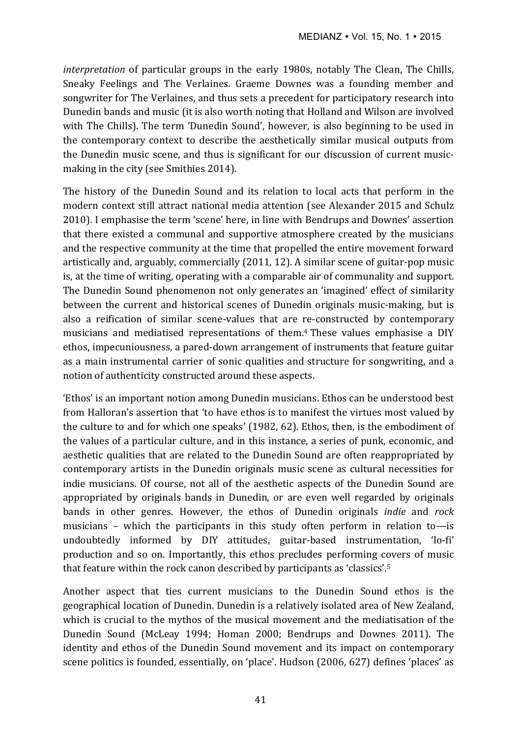*interpretation* of particular groups in the early 1980s, notably The Clean, The Chills, Sneaky Feelings and The Verlaines. Graeme Downes was a founding member and songwriter for The Verlaines, and thus sets a precedent for participatory research into Dunedin bands and music (it is also worth noting that Holland and Wilson are involved with The Chills). The term 'Dunedin Sound', however, is also beginning to be used in the contemporary context to describe the aesthetically similar musical outputs from the Dunedin music scene, and thus is significant for our discussion of current music-making in the city (see Smithies 2014).

The history of the Dunedin Sound and its relation to local acts that perform in the modern context still attract national media attention (see Alexander 2015 and Schulz 2010). I emphasise the term 'scene' here, in line with Bendrups and Downes' assertion that there existed a communal and supportive atmosphere created by the musicians and the respective community at the time that propelled the entire movement forward artistically and, arguably, commercially (2011, 12). A similar scene of guitar-pop music is, at the time of writing, operating with a comparable air of communality and support. The Dunedin Sound phenomenon not only generates an 'imagined' effect of similarity between the current and historical scenes of Dunedin originals music-making, but is also a reification of similar scene-values that are re-constructed by contemporary musicians and mediatised representations of them.[4] These values emphasise a DIY ethos, impecuniousness, a pared-down arrangement of instruments that feature guitar as a main instrumental carrier of sonic qualities and structure for songwriting, and a notion of authenticity constructed around these aspects.

'Ethos' is an important notion among Dunedin musicians. Ethos can be understood best from Halloran's assertion that 'to have ethos is to manifest the virtues most valued by the culture to and for which one speaks' (1982, 62). Ethos, then, is the embodiment of the values of a particular culture, and in this instance, a series of punk, economic, and aesthetic qualities that are related to the Dunedin Sound are often reappropriated by contemporary artists in the Dunedin originals music scene as cultural necessities for indie musicians. Of course, not all of the aesthetic aspects of the Dunedin Sound are appropriated by originals bands in Dunedin, or are even well regarded by originals bands in other genres. However, the ethos of Dunedin originals *indie* and *rock* musicians – which the participants in this study often perform in relation to—is undoubtedly informed by DIY attitudes, guitar-based instrumentation, 'lo-fi' production and so on. Importantly, this ethos precludes performing covers of music that feature within the rock canon described by participants as 'classics'.[5]

Another aspect that ties current musicians to the Dunedin Sound ethos is the geographical location of Dunedin. Dunedin is a relatively isolated area of New Zealand, which is crucial to the mythos of the musical movement and the mediatisation of the Dunedin Sound (McLeay 1994; Homan 2000; Bendrups and Downes 2011). The identity and ethos of the Dunedin Sound movement and its impact on contemporary scene politics is founded, essentially, on 'place'. Hudson (2006, 627) defines 'places' as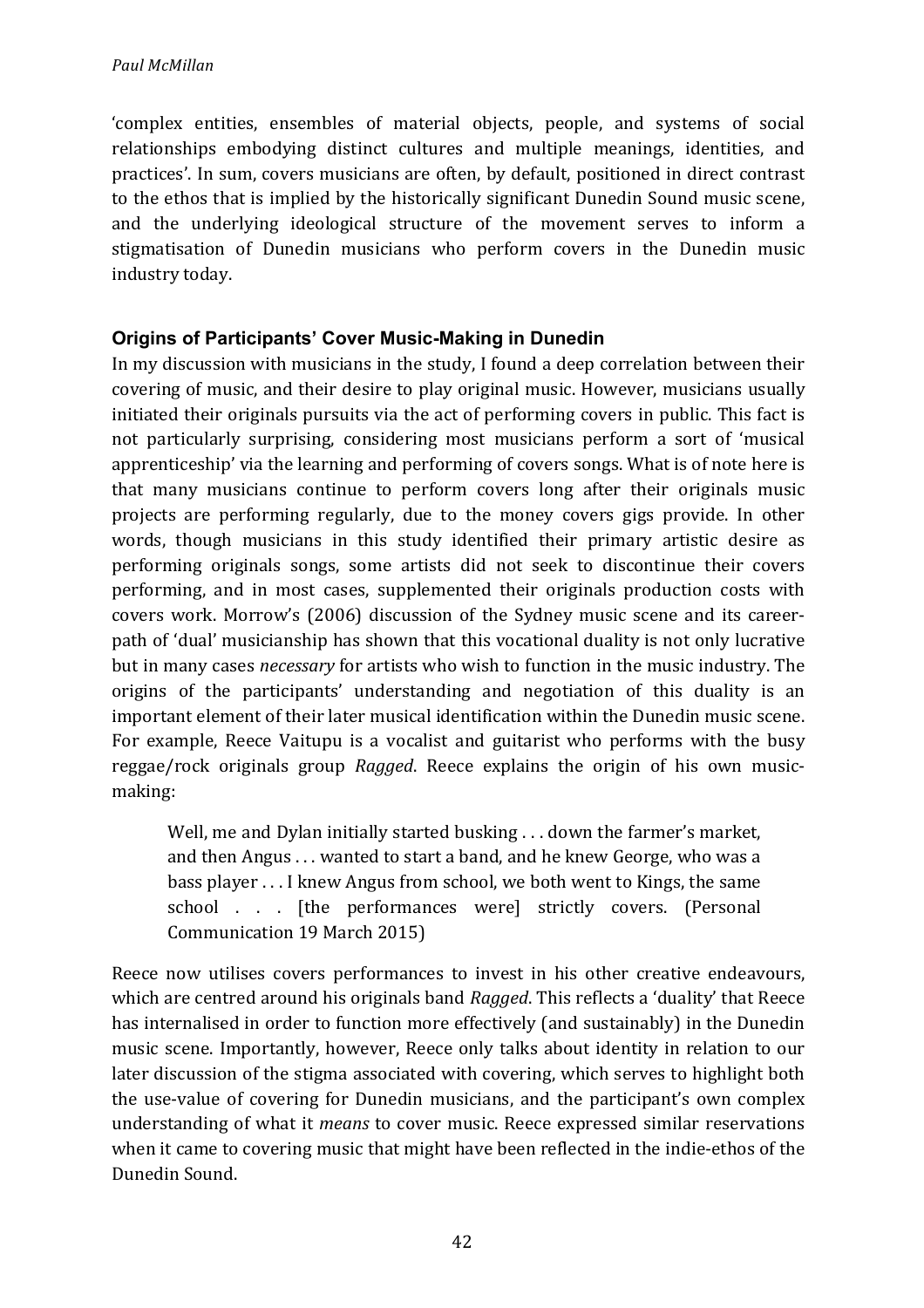'complex entities, ensembles of material objects, people, and systems of social relationships embodying distinct cultures and multiple meanings, identities, and practices'. In sum, covers musicians are often, by default, positioned in direct contrast to the ethos that is implied by the historically significant Dunedin Sound music scene, and the underlying ideological structure of the movement serves to inform a stigmatisation of Dunedin musicians who perform covers in the Dunedin music industry today.

## Origins of Participants' Cover Music-Making in Dunedin

In my discussion with musicians in the study, I found a deep correlation between their covering of music, and their desire to play original music. However, musicians usually initiated their originals pursuits via the act of performing covers in public. This fact is not particularly surprising, considering most musicians perform a sort of 'musical apprenticeship' via the learning and performing of covers songs. What is of note here is that many musicians continue to perform covers long after their originals music projects are performing regularly, due to the money covers gigs provide. In other words, though musicians in this study identified their primary artistic desire as performing originals songs, some artists did not seek to discontinue their covers performing, and in most cases, supplemented their originals production costs with covers work. Morrow's (2006) discussion of the Sydney music scene and its career-path of 'dual' musicianship has shown that this vocational duality is not only lucrative but in many cases *necessary* for artists who wish to function in the music industry. The origins of the participants' understanding and negotiation of this duality is an important element of their later musical identification within the Dunedin music scene. For example, Reece Vaitupu is a vocalist and guitarist who performs with the busy reggae/rock originals group *Ragged*. Reece explains the origin of his own music-making:

> Well, me and Dylan initially started busking . . . down the farmer's market, and then Angus . . . wanted to start a band, and he knew George, who was a bass player . . . I knew Angus from school, we both went to Kings, the same school . . . [the performances were] strictly covers. (Personal Communication 19 March 2015)

Reece now utilises covers performances to invest in his other creative endeavours, which are centred around his originals band *Ragged*. This reflects a 'duality' that Reece has internalised in order to function more effectively (and sustainably) in the Dunedin music scene. Importantly, however, Reece only talks about identity in relation to our later discussion of the stigma associated with covering, which serves to highlight both the use-value of covering for Dunedin musicians, and the participant's own complex understanding of what it *means* to cover music. Reece expressed similar reservations when it came to covering music that might have been reflected in the indie-ethos of the Dunedin Sound.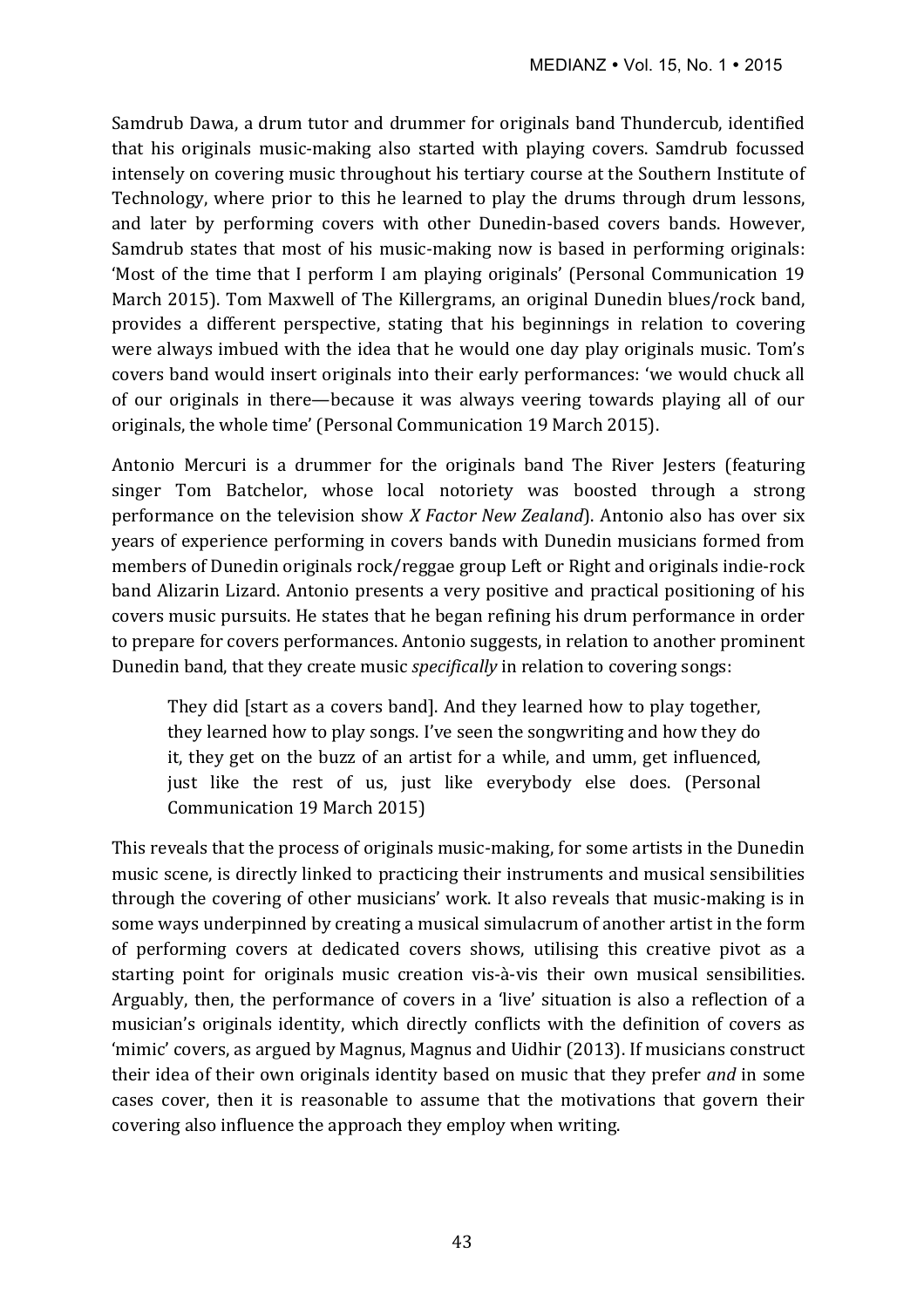Samdrub Dawa, a drum tutor and drummer for originals band Thundercub, identified that his originals music-making also started with playing covers. Samdrub focussed intensely on covering music throughout his tertiary course at the Southern Institute of Technology, where prior to this he learned to play the drums through drum lessons, and later by performing covers with other Dunedin-based covers bands. However, Samdrub states that most of his music-making now is based in performing originals: 'Most of the time that I perform I am playing originals' (Personal Communication 19 March 2015). Tom Maxwell of The Killergrams, an original Dunedin blues/rock band, provides a different perspective, stating that his beginnings in relation to covering were always imbued with the idea that he would one day play originals music. Tom's covers band would insert originals into their early performances: 'we would chuck all of our originals in there—because it was always veering towards playing all of our originals, the whole time' (Personal Communication 19 March 2015).

Antonio Mercuri is a drummer for the originals band The River Jesters (featuring singer Tom Batchelor, whose local notoriety was boosted through a strong performance on the television show *X Factor New Zealand*). Antonio also has over six years of experience performing in covers bands with Dunedin musicians formed from members of Dunedin originals rock/reggae group Left or Right and originals indie-rock band Alizarin Lizard. Antonio presents a very positive and practical positioning of his covers music pursuits. He states that he began refining his drum performance in order to prepare for covers performances. Antonio suggests, in relation to another prominent Dunedin band, that they create music *specifically* in relation to covering songs:

> They did [start as a covers band]. And they learned how to play together, they learned how to play songs. I've seen the songwriting and how they do it, they get on the buzz of an artist for a while, and umm, get influenced, just like the rest of us, just like everybody else does. (Personal Communication 19 March 2015)

This reveals that the process of originals music-making, for some artists in the Dunedin music scene, is directly linked to practicing their instruments and musical sensibilities through the covering of other musicians' work. It also reveals that music-making is in some ways underpinned by creating a musical simulacrum of another artist in the form of performing covers at dedicated covers shows, utilising this creative pivot as a starting point for originals music creation vis-à-vis their own musical sensibilities. Arguably, then, the performance of covers in a 'live' situation is also a reflection of a musician's originals identity, which directly conflicts with the definition of covers as 'mimic' covers, as argued by Magnus, Magnus and Uidhir (2013). If musicians construct their idea of their own originals identity based on music that they prefer *and* in some cases cover, then it is reasonable to assume that the motivations that govern their covering also influence the approach they employ when writing.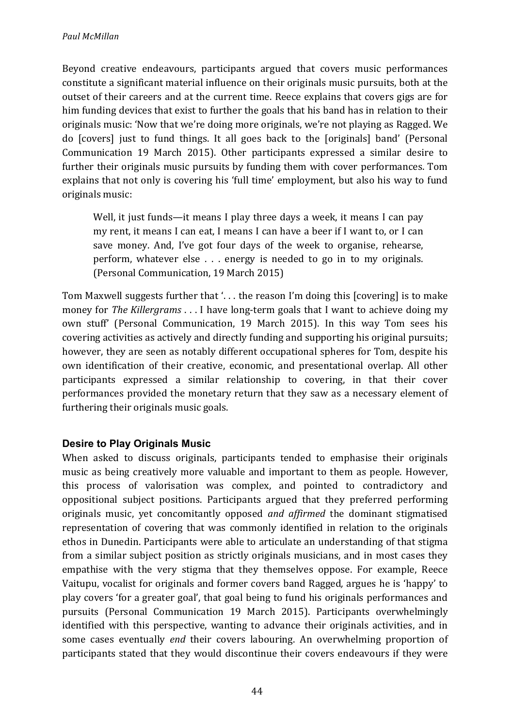Beyond creative endeavours, participants argued that covers music performances constitute a significant material influence on their originals music pursuits, both at the outset of their careers and at the current time. Reece explains that covers gigs are for him funding devices that exist to further the goals that his band has in relation to their originals music: 'Now that we're doing more originals, we're not playing as Ragged. We do [covers] just to fund things. It all goes back to the [originals] band' (Personal Communication 19 March 2015). Other participants expressed a similar desire to further their originals music pursuits by funding them with cover performances. Tom explains that not only is covering his 'full time' employment, but also his way to fund originals music:

> Well, it just funds—it means I play three days a week, it means I can pay my rent, it means I can eat, I means I can have a beer if I want to, or I can save money. And, I've got four days of the week to organise, rehearse, perform, whatever else . . . energy is needed to go in to my originals. (Personal Communication, 19 March 2015)

Tom Maxwell suggests further that '. . . the reason I'm doing this [covering] is to make money for *The Killergrams* . . . I have long-term goals that I want to achieve doing my own stuff' (Personal Communication, 19 March 2015). In this way Tom sees his covering activities as actively and directly funding and supporting his original pursuits; however, they are seen as notably different occupational spheres for Tom, despite his own identification of their creative, economic, and presentational overlap. All other participants expressed a similar relationship to covering, in that their cover performances provided the monetary return that they saw as a necessary element of furthering their originals music goals.

### Desire to Play Originals Music

When asked to discuss originals, participants tended to emphasise their originals music as being creatively more valuable and important to them as people. However, this process of valorisation was complex, and pointed to contradictory and oppositional subject positions. Participants argued that they preferred performing originals music, yet concomitantly opposed *and affirmed* the dominant stigmatised representation of covering that was commonly identified in relation to the originals ethos in Dunedin. Participants were able to articulate an understanding of that stigma from a similar subject position as strictly originals musicians, and in most cases they empathise with the very stigma that they themselves oppose. For example, Reece Vaitupu, vocalist for originals and former covers band Ragged*,* argues he is 'happy' to play covers 'for a greater goal', that goal being to fund his originals performances and pursuits (Personal Communication 19 March 2015). Participants overwhelmingly identified with this perspective, wanting to advance their originals activities, and in some cases eventually *end* their covers labouring. An overwhelming proportion of participants stated that they would discontinue their covers endeavours if they were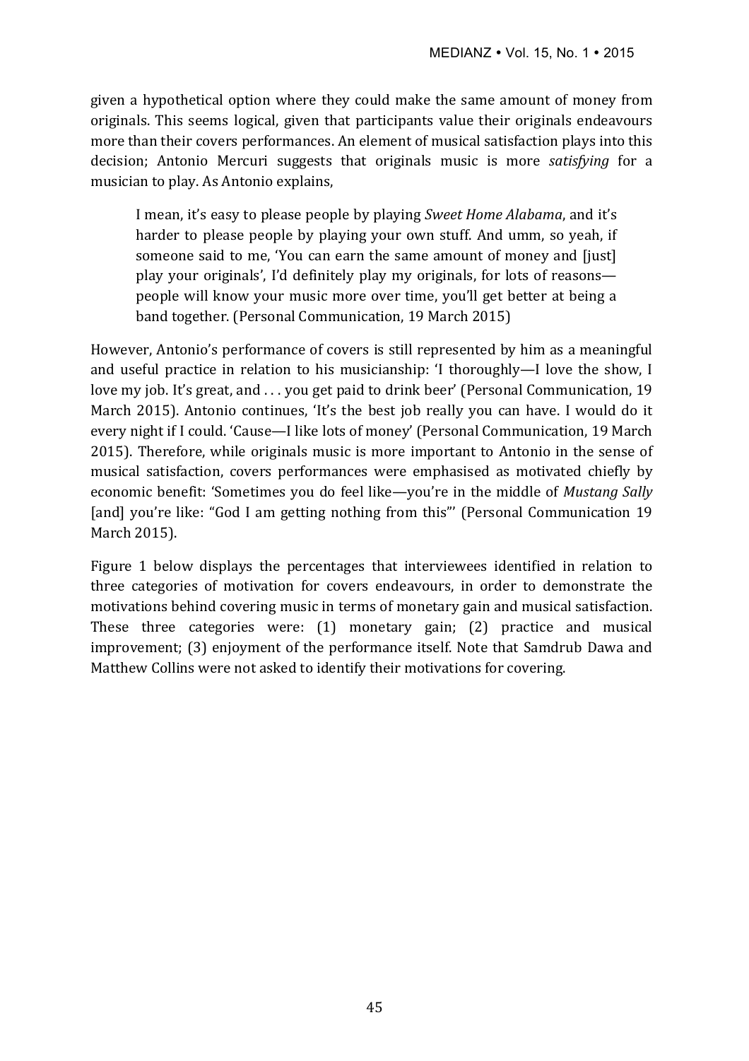given a hypothetical option where they could make the same amount of money from originals. This seems logical, given that participants value their originals endeavours more than their covers performances. An element of musical satisfaction plays into this decision; Antonio Mercuri suggests that originals music is more *satisfying* for a musician to play. As Antonio explains,

> I mean, it's easy to please people by playing *Sweet Home Alabama*, and it's harder to please people by playing your own stuff. And umm, so yeah, if someone said to me, 'You can earn the same amount of money and [just] play your originals', I'd definitely play my originals, for lots of reasons—people will know your music more over time, you'll get better at being a band together. (Personal Communication, 19 March 2015)

However, Antonio's performance of covers is still represented by him as a meaningful and useful practice in relation to his musicianship: 'I thoroughly—I love the show, I love my job. It's great, and . . . you get paid to drink beer' (Personal Communication, 19 March 2015). Antonio continues, 'It's the best job really you can have. I would do it every night if I could. 'Cause—I like lots of money' (Personal Communication, 19 March 2015). Therefore, while originals music is more important to Antonio in the sense of musical satisfaction, covers performances were emphasised as motivated chiefly by economic benefit: 'Sometimes you do feel like—you're in the middle of *Mustang Sally* [and] you're like: "God I am getting nothing from this"' (Personal Communication 19 March 2015).

Figure 1 below displays the percentages that interviewees identified in relation to three categories of motivation for covers endeavours, in order to demonstrate the motivations behind covering music in terms of monetary gain and musical satisfaction. These three categories were: (1) monetary gain; (2) practice and musical improvement; (3) enjoyment of the performance itself. Note that Samdrub Dawa and Matthew Collins were not asked to identify their motivations for covering.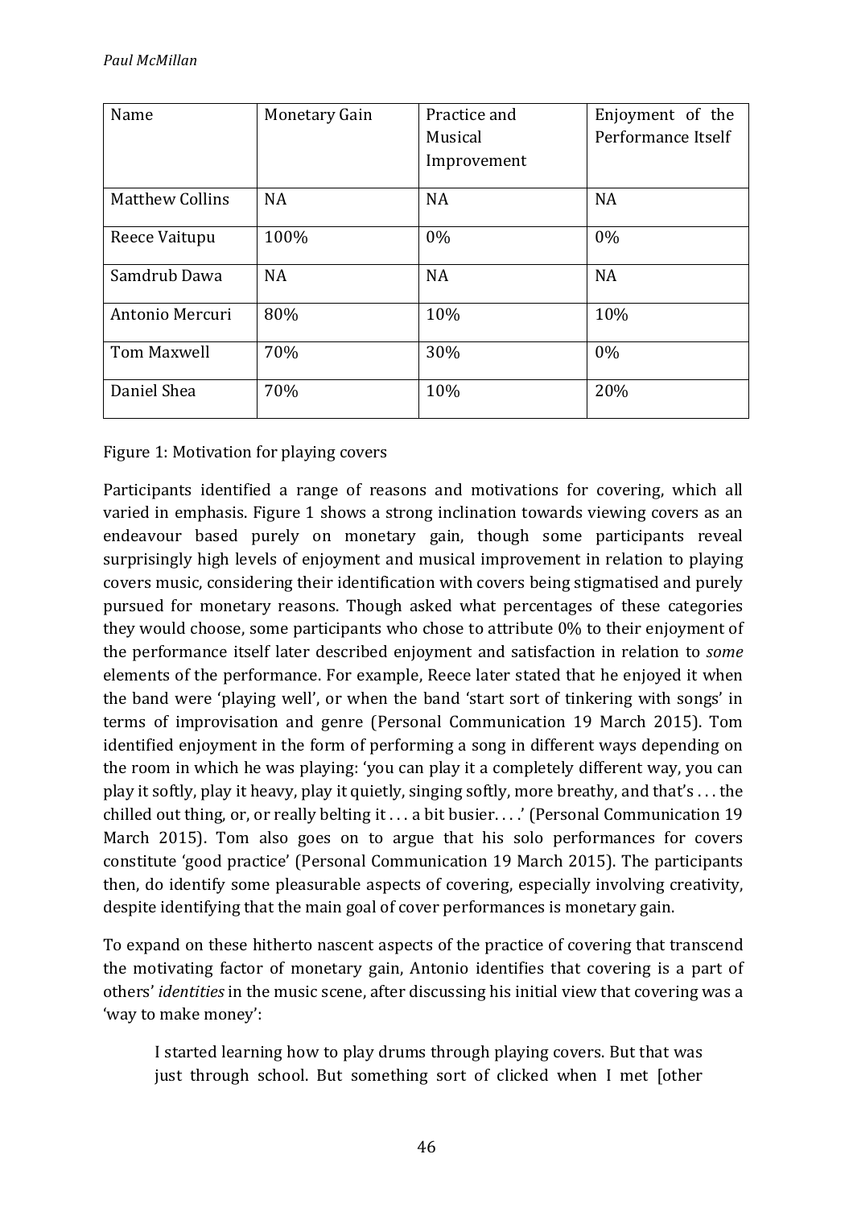| Name | Monetary Gain | Practice and Musical Improvement | Enjoyment of the Performance Itself |
|---|---|---|---|
| Matthew Collins | NA | NA | NA |
| Reece Vaitupu | 100% | 0% | 0% |
| Samdrub Dawa | NA | NA | NA |
| Antonio Mercuri | 80% | 10% | 10% |
| Tom Maxwell | 70% | 30% | 0% |
| Daniel Shea | 70% | 10% | 20% |

Figure 1: Motivation for playing covers

Participants identified a range of reasons and motivations for covering, which all varied in emphasis. Figure 1 shows a strong inclination towards viewing covers as an endeavour based purely on monetary gain, though some participants reveal surprisingly high levels of enjoyment and musical improvement in relation to playing covers music, considering their identification with covers being stigmatised and purely pursued for monetary reasons. Though asked what percentages of these categories they would choose, some participants who chose to attribute 0% to their enjoyment of the performance itself later described enjoyment and satisfaction in relation to *some* elements of the performance. For example, Reece later stated that he enjoyed it when the band were 'playing well', or when the band 'start sort of tinkering with songs' in terms of improvisation and genre (Personal Communication 19 March 2015). Tom identified enjoyment in the form of performing a song in different ways depending on the room in which he was playing: 'you can play it a completely different way, you can play it softly, play it heavy, play it quietly, singing softly, more breathy, and that's . . . the chilled out thing, or, or really belting it . . . a bit busier. . . .' (Personal Communication 19 March 2015). Tom also goes on to argue that his solo performances for covers constitute 'good practice' (Personal Communication 19 March 2015). The participants then, do identify some pleasurable aspects of covering, especially involving creativity, despite identifying that the main goal of cover performances is monetary gain.

To expand on these hitherto nascent aspects of the practice of covering that transcend the motivating factor of monetary gain, Antonio identifies that covering is a part of others' *identities* in the music scene, after discussing his initial view that covering was a 'way to make money':

> I started learning how to play drums through playing covers. But that was just through school. But something sort of clicked when I met [other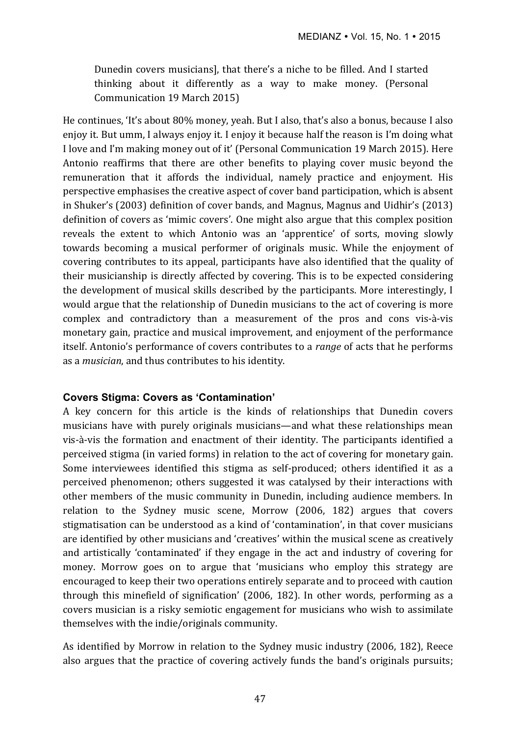> Dunedin covers musicians], that there's a niche to be filled. And I started thinking about it differently as a way to make money. (Personal Communication 19 March 2015)

He continues, 'It's about 80% money, yeah. But I also, that's also a bonus, because I also enjoy it. But umm, I always enjoy it. I enjoy it because half the reason is I'm doing what I love and I'm making money out of it' (Personal Communication 19 March 2015). Here Antonio reaffirms that there are other benefits to playing cover music beyond the remuneration that it affords the individual, namely practice and enjoyment. His perspective emphasises the creative aspect of cover band participation, which is absent in Shuker's (2003) definition of cover bands, and Magnus, Magnus and Uidhir's (2013) definition of covers as 'mimic covers'. One might also argue that this complex position reveals the extent to which Antonio was an 'apprentice' of sorts, moving slowly towards becoming a musical performer of originals music. While the enjoyment of covering contributes to its appeal, participants have also identified that the quality of their musicianship is directly affected by covering. This is to be expected considering the development of musical skills described by the participants. More interestingly, I would argue that the relationship of Dunedin musicians to the act of covering is more complex and contradictory than a measurement of the pros and cons vis-à-vis monetary gain, practice and musical improvement, and enjoyment of the performance itself. Antonio's performance of covers contributes to a *range* of acts that he performs as a *musician*, and thus contributes to his identity.

### Covers Stigma: Covers as 'Contamination'

A key concern for this article is the kinds of relationships that Dunedin covers musicians have with purely originals musicians—and what these relationships mean vis-à-vis the formation and enactment of their identity. The participants identified a perceived stigma (in varied forms) in relation to the act of covering for monetary gain. Some interviewees identified this stigma as self-produced; others identified it as a perceived phenomenon; others suggested it was catalysed by their interactions with other members of the music community in Dunedin, including audience members. In relation to the Sydney music scene, Morrow (2006, 182) argues that covers stigmatisation can be understood as a kind of 'contamination', in that cover musicians are identified by other musicians and 'creatives' within the musical scene as creatively and artistically 'contaminated' if they engage in the act and industry of covering for money. Morrow goes on to argue that 'musicians who employ this strategy are encouraged to keep their two operations entirely separate and to proceed with caution through this minefield of signification' (2006, 182). In other words, performing as a covers musician is a risky semiotic engagement for musicians who wish to assimilate themselves with the indie/originals community.

As identified by Morrow in relation to the Sydney music industry (2006, 182), Reece also argues that the practice of covering actively funds the band's originals pursuits;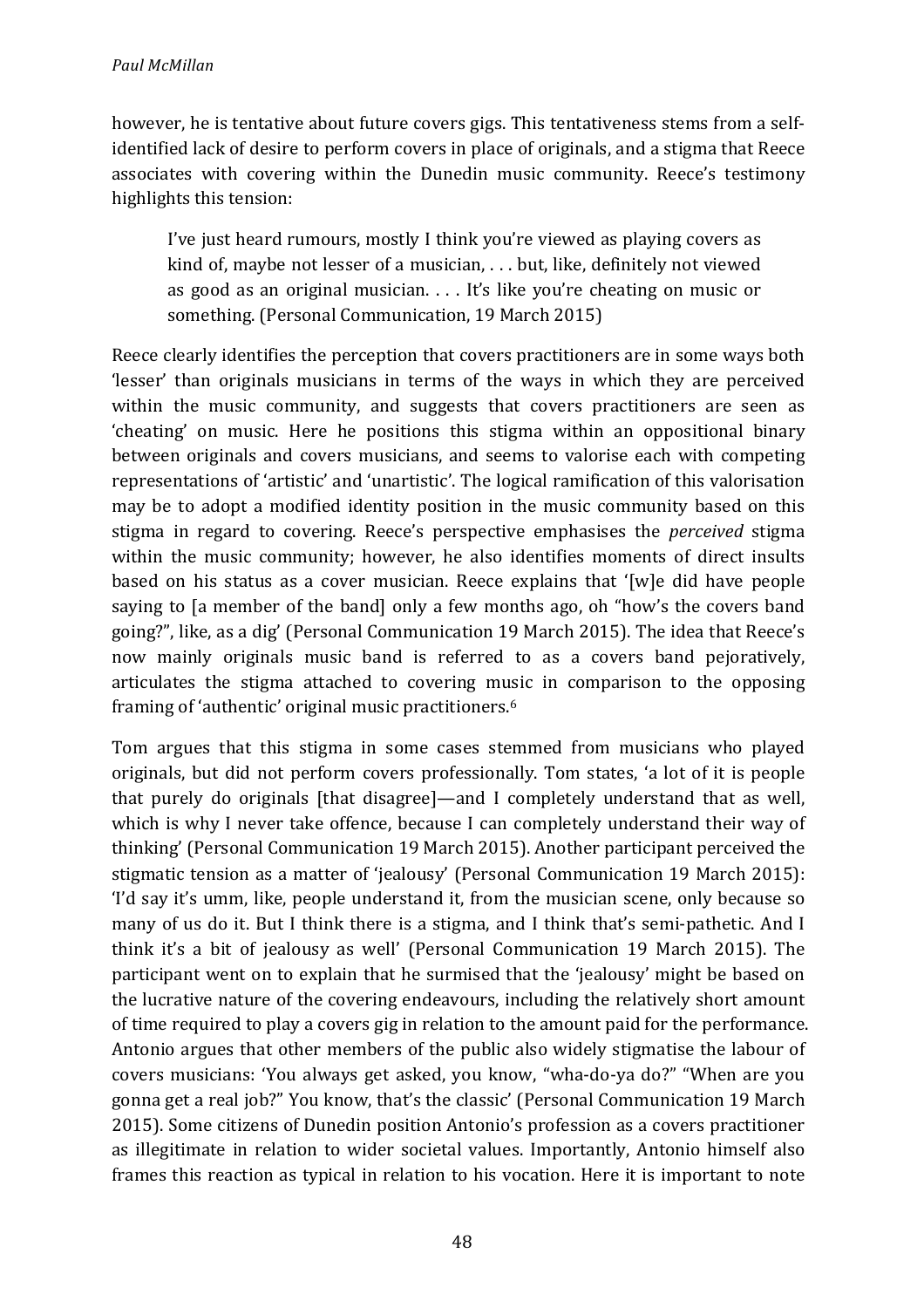however, he is tentative about future covers gigs. This tentativeness stems from a self-identified lack of desire to perform covers in place of originals, and a stigma that Reece associates with covering within the Dunedin music community. Reece's testimony highlights this tension:

> I've just heard rumours, mostly I think you're viewed as playing covers as kind of, maybe not lesser of a musician, . . . but, like, definitely not viewed as good as an original musician. . . . It's like you're cheating on music or something. (Personal Communication, 19 March 2015)

Reece clearly identifies the perception that covers practitioners are in some ways both 'lesser' than originals musicians in terms of the ways in which they are perceived within the music community, and suggests that covers practitioners are seen as 'cheating' on music. Here he positions this stigma within an oppositional binary between originals and covers musicians, and seems to valorise each with competing representations of 'artistic' and 'unartistic'. The logical ramification of this valorisation may be to adopt a modified identity position in the music community based on this stigma in regard to covering. Reece's perspective emphasises the *perceived* stigma within the music community; however, he also identifies moments of direct insults based on his status as a cover musician. Reece explains that '[w]e did have people saying to [a member of the band] only a few months ago, oh "how's the covers band going?", like, as a dig' (Personal Communication 19 March 2015). The idea that Reece's now mainly originals music band is referred to as a covers band pejoratively, articulates the stigma attached to covering music in comparison to the opposing framing of 'authentic' original music practitioners.[6]

Tom argues that this stigma in some cases stemmed from musicians who played originals, but did not perform covers professionally. Tom states, 'a lot of it is people that purely do originals [that disagree]—and I completely understand that as well, which is why I never take offence, because I can completely understand their way of thinking' (Personal Communication 19 March 2015). Another participant perceived the stigmatic tension as a matter of 'jealousy' (Personal Communication 19 March 2015): 'I'd say it's umm, like, people understand it, from the musician scene, only because so many of us do it. But I think there is a stigma, and I think that's semi-pathetic. And I think it's a bit of jealousy as well' (Personal Communication 19 March 2015). The participant went on to explain that he surmised that the 'jealousy' might be based on the lucrative nature of the covering endeavours, including the relatively short amount of time required to play a covers gig in relation to the amount paid for the performance. Antonio argues that other members of the public also widely stigmatise the labour of covers musicians: 'You always get asked, you know, "wha-do-ya do?" "When are you gonna get a real job?" You know, that's the classic' (Personal Communication 19 March 2015). Some citizens of Dunedin position Antonio's profession as a covers practitioner as illegitimate in relation to wider societal values. Importantly, Antonio himself also frames this reaction as typical in relation to his vocation. Here it is important to note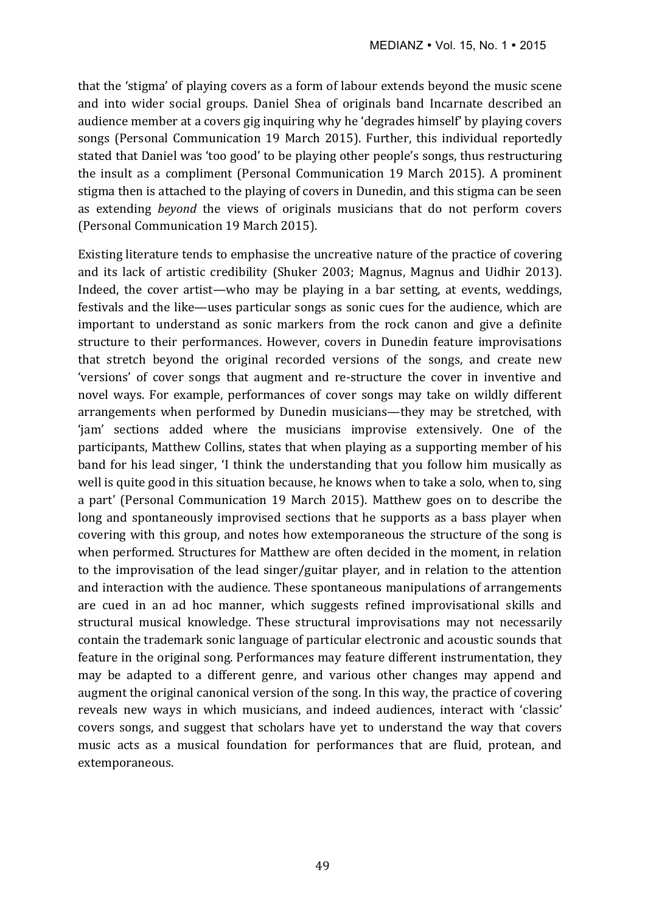that the 'stigma' of playing covers as a form of labour extends beyond the music scene and into wider social groups. Daniel Shea of originals band Incarnate described an audience member at a covers gig inquiring why he 'degrades himself' by playing covers songs (Personal Communication 19 March 2015). Further, this individual reportedly stated that Daniel was 'too good' to be playing other people's songs, thus restructuring the insult as a compliment (Personal Communication 19 March 2015). A prominent stigma then is attached to the playing of covers in Dunedin, and this stigma can be seen as extending *beyond* the views of originals musicians that do not perform covers (Personal Communication 19 March 2015).

Existing literature tends to emphasise the uncreative nature of the practice of covering and its lack of artistic credibility (Shuker 2003; Magnus, Magnus and Uidhir 2013). Indeed, the cover artist—who may be playing in a bar setting, at events, weddings, festivals and the like—uses particular songs as sonic cues for the audience, which are important to understand as sonic markers from the rock canon and give a definite structure to their performances. However, covers in Dunedin feature improvisations that stretch beyond the original recorded versions of the songs, and create new 'versions' of cover songs that augment and re-structure the cover in inventive and novel ways. For example, performances of cover songs may take on wildly different arrangements when performed by Dunedin musicians—they may be stretched, with 'jam' sections added where the musicians improvise extensively. One of the participants, Matthew Collins, states that when playing as a supporting member of his band for his lead singer, 'I think the understanding that you follow him musically as well is quite good in this situation because, he knows when to take a solo, when to, sing a part' (Personal Communication 19 March 2015). Matthew goes on to describe the long and spontaneously improvised sections that he supports as a bass player when covering with this group, and notes how extemporaneous the structure of the song is when performed. Structures for Matthew are often decided in the moment, in relation to the improvisation of the lead singer/guitar player, and in relation to the attention and interaction with the audience. These spontaneous manipulations of arrangements are cued in an ad hoc manner, which suggests refined improvisational skills and structural musical knowledge. These structural improvisations may not necessarily contain the trademark sonic language of particular electronic and acoustic sounds that feature in the original song. Performances may feature different instrumentation, they may be adapted to a different genre, and various other changes may append and augment the original canonical version of the song. In this way, the practice of covering reveals new ways in which musicians, and indeed audiences, interact with 'classic' covers songs, and suggest that scholars have yet to understand the way that covers music acts as a musical foundation for performances that are fluid, protean, and extemporaneous.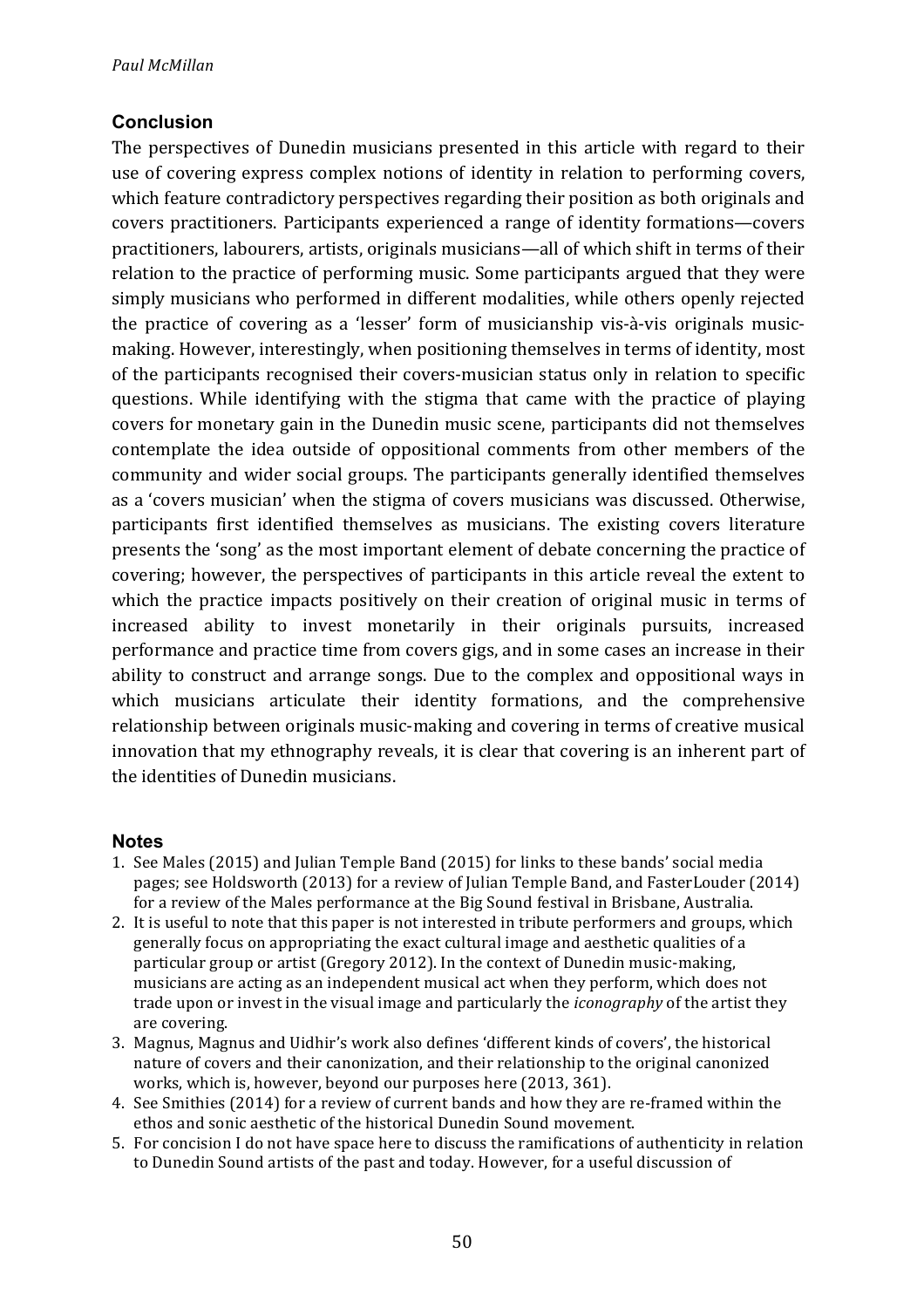## Conclusion

The perspectives of Dunedin musicians presented in this article with regard to their use of covering express complex notions of identity in relation to performing covers, which feature contradictory perspectives regarding their position as both originals and covers practitioners. Participants experienced a range of identity formations—covers practitioners, labourers, artists, originals musicians—all of which shift in terms of their relation to the practice of performing music. Some participants argued that they were simply musicians who performed in different modalities, while others openly rejected the practice of covering as a 'lesser' form of musicianship vis-à-vis originals music-making. However, interestingly, when positioning themselves in terms of identity, most of the participants recognised their covers-musician status only in relation to specific questions. While identifying with the stigma that came with the practice of playing covers for monetary gain in the Dunedin music scene, participants did not themselves contemplate the idea outside of oppositional comments from other members of the community and wider social groups. The participants generally identified themselves as a 'covers musician' when the stigma of covers musicians was discussed. Otherwise, participants first identified themselves as musicians. The existing covers literature presents the 'song' as the most important element of debate concerning the practice of covering; however, the perspectives of participants in this article reveal the extent to which the practice impacts positively on their creation of original music in terms of increased ability to invest monetarily in their originals pursuits, increased performance and practice time from covers gigs, and in some cases an increase in their ability to construct and arrange songs. Due to the complex and oppositional ways in which musicians articulate their identity formations, and the comprehensive relationship between originals music-making and covering in terms of creative musical innovation that my ethnography reveals, it is clear that covering is an inherent part of the identities of Dunedin musicians.

## Notes

1. See Males (2015) and Julian Temple Band (2015) for links to these bands' social media pages; see Holdsworth (2013) for a review of Julian Temple Band, and FasterLouder (2014) for a review of the Males performance at the Big Sound festival in Brisbane, Australia.
2. It is useful to note that this paper is not interested in tribute performers and groups, which generally focus on appropriating the exact cultural image and aesthetic qualities of a particular group or artist (Gregory 2012). In the context of Dunedin music-making, musicians are acting as an independent musical act when they perform, which does not trade upon or invest in the visual image and particularly the *iconography* of the artist they are covering.
3. Magnus, Magnus and Uidhir's work also defines 'different kinds of covers', the historical nature of covers and their canonization, and their relationship to the original canonized works, which is, however, beyond our purposes here (2013, 361).
4. See Smithies (2014) for a review of current bands and how they are re-framed within the ethos and sonic aesthetic of the historical Dunedin Sound movement.
5. For concision I do not have space here to discuss the ramifications of authenticity in relation to Dunedin Sound artists of the past and today. However, for a useful discussion of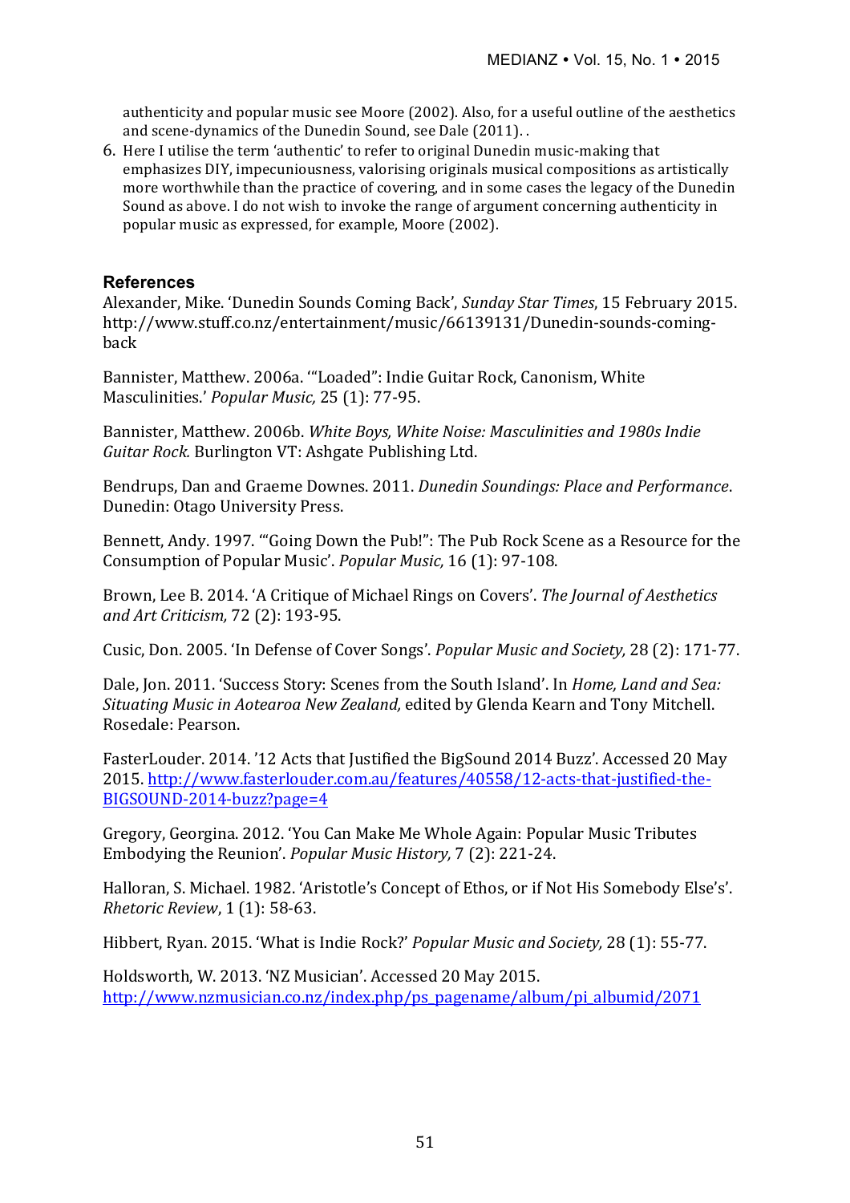authenticity and popular music see Moore (2002). Also, for a useful outline of the aesthetics and scene-dynamics of the Dunedin Sound, see Dale (2011). .

6. Here I utilise the term 'authentic' to refer to original Dunedin music-making that emphasizes DIY, impecuniousness, valorising originals musical compositions as artistically more worthwhile than the practice of covering, and in some cases the legacy of the Dunedin Sound as above. I do not wish to invoke the range of argument concerning authenticity in popular music as expressed, for example, Moore (2002).

## References

Alexander, Mike. 'Dunedin Sounds Coming Back', *Sunday Star Times*, 15 February 2015. http://www.stuff.co.nz/entertainment/music/66139131/Dunedin-sounds-coming-back

Bannister, Matthew. 2006a. '"Loaded": Indie Guitar Rock, Canonism, White Masculinities.' *Popular Music,* 25 (1): 77-95.

Bannister, Matthew. 2006b. *White Boys, White Noise: Masculinities and 1980s Indie Guitar Rock.* Burlington VT: Ashgate Publishing Ltd.

Bendrups, Dan and Graeme Downes. 2011. *Dunedin Soundings: Place and Performance*. Dunedin: Otago University Press.

Bennett, Andy. 1997. '"Going Down the Pub!": The Pub Rock Scene as a Resource for the Consumption of Popular Music'. *Popular Music,* 16 (1): 97-108.

Brown, Lee B. 2014. 'A Critique of Michael Rings on Covers'. *The Journal of Aesthetics and Art Criticism,* 72 (2): 193-95.

Cusic, Don. 2005. 'In Defense of Cover Songs'. *Popular Music and Society,* 28 (2): 171-77.

Dale, Jon. 2011. 'Success Story: Scenes from the South Island'. In *Home, Land and Sea: Situating Music in Aotearoa New Zealand,* edited by Glenda Kearn and Tony Mitchell. Rosedale: Pearson.

FasterLouder. 2014. '12 Acts that Justified the BigSound 2014 Buzz'. Accessed 20 May 2015. http://www.fasterlouder.com.au/features/40558/12-acts-that-justified-the-BIGSOUND-2014-buzz?page=4

Gregory, Georgina. 2012. 'You Can Make Me Whole Again: Popular Music Tributes Embodying the Reunion'. *Popular Music History,* 7 (2): 221-24.

Halloran, S. Michael. 1982. 'Aristotle's Concept of Ethos, or if Not His Somebody Else's'. *Rhetoric Review*, 1 (1): 58-63.

Hibbert, Ryan. 2015. 'What is Indie Rock?' *Popular Music and Society,* 28 (1): 55-77.

Holdsworth, W. 2013. 'NZ Musician'. Accessed 20 May 2015. http://www.nzmusician.co.nz/index.php/ps_pagename/album/pi_albumid/2071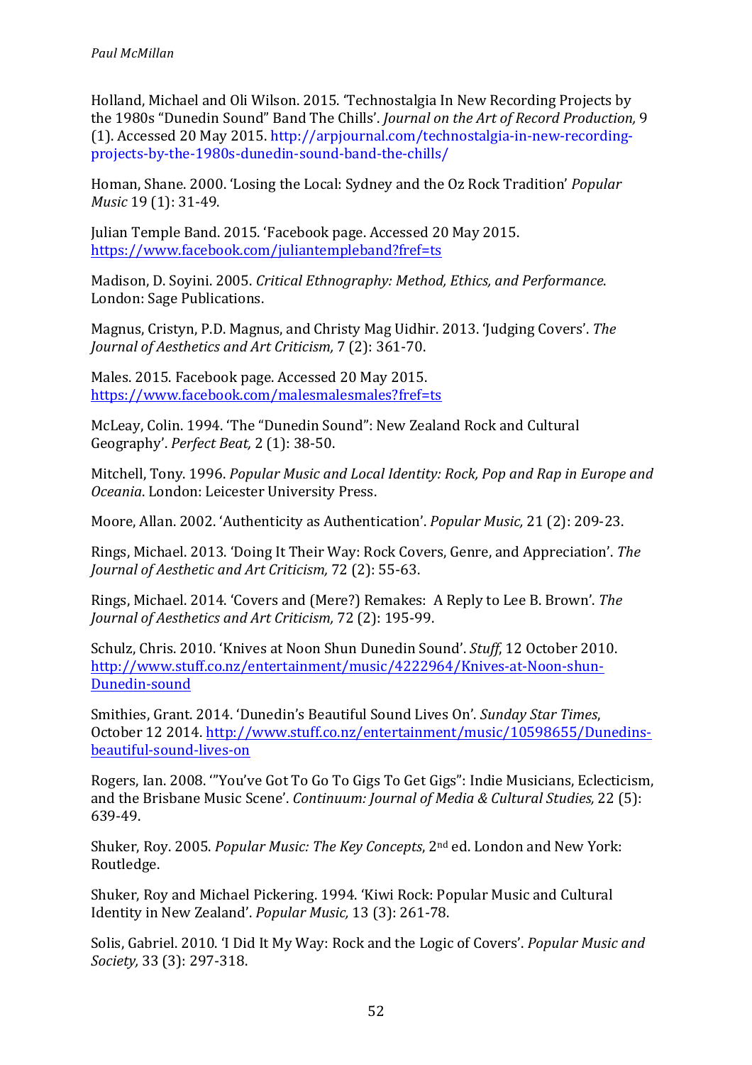Holland, Michael and Oli Wilson. 2015. 'Technostalgia In New Recording Projects by the 1980s "Dunedin Sound" Band The Chills'. *Journal on the Art of Record Production,* 9 (1). Accessed 20 May 2015. http://arpjournal.com/technostalgia-in-new-recording-projects-by-the-1980s-dunedin-sound-band-the-chills/

Homan, Shane. 2000. 'Losing the Local: Sydney and the Oz Rock Tradition' *Popular Music* 19 (1): 31-49.

Julian Temple Band. 2015. 'Facebook page. Accessed 20 May 2015. https://www.facebook.com/juliantempleband?fref=ts

Madison, D. Soyini. 2005. *Critical Ethnography: Method, Ethics, and Performance*. London: Sage Publications.

Magnus, Cristyn, P.D. Magnus, and Christy Mag Uidhir. 2013. 'Judging Covers'. *The Journal of Aesthetics and Art Criticism,* 7 (2): 361-70.

Males. 2015. Facebook page. Accessed 20 May 2015. https://www.facebook.com/malesmalesmales?fref=ts

McLeay, Colin. 1994. 'The "Dunedin Sound": New Zealand Rock and Cultural Geography'. *Perfect Beat,* 2 (1): 38-50.

Mitchell, Tony. 1996. *Popular Music and Local Identity: Rock, Pop and Rap in Europe and Oceania*. London: Leicester University Press.

Moore, Allan. 2002. 'Authenticity as Authentication'. *Popular Music,* 21 (2): 209-23.

Rings, Michael. 2013. 'Doing It Their Way: Rock Covers, Genre, and Appreciation'. *The Journal of Aesthetic and Art Criticism,* 72 (2): 55-63.

Rings, Michael. 2014. 'Covers and (Mere?) Remakes: A Reply to Lee B. Brown'. *The Journal of Aesthetics and Art Criticism,* 72 (2): 195-99.

Schulz, Chris. 2010. 'Knives at Noon Shun Dunedin Sound'. *Stuff*, 12 October 2010. http://www.stuff.co.nz/entertainment/music/4222964/Knives-at-Noon-shun-Dunedin-sound

Smithies, Grant. 2014. 'Dunedin's Beautiful Sound Lives On'. *Sunday Star Times*, October 12 2014. http://www.stuff.co.nz/entertainment/music/10598655/Dunedins-beautiful-sound-lives-on

Rogers, Ian. 2008. '"You've Got To Go To Gigs To Get Gigs": Indie Musicians, Eclecticism, and the Brisbane Music Scene'. *Continuum: Journal of Media & Cultural Studies,* 22 (5): 639-49.

Shuker, Roy. 2005. *Popular Music: The Key Concepts*, 2nd ed. London and New York: Routledge.

Shuker, Roy and Michael Pickering. 1994. 'Kiwi Rock: Popular Music and Cultural Identity in New Zealand'. *Popular Music,* 13 (3): 261-78.

Solis, Gabriel. 2010. 'I Did It My Way: Rock and the Logic of Covers'. *Popular Music and Society,* 33 (3): 297-318.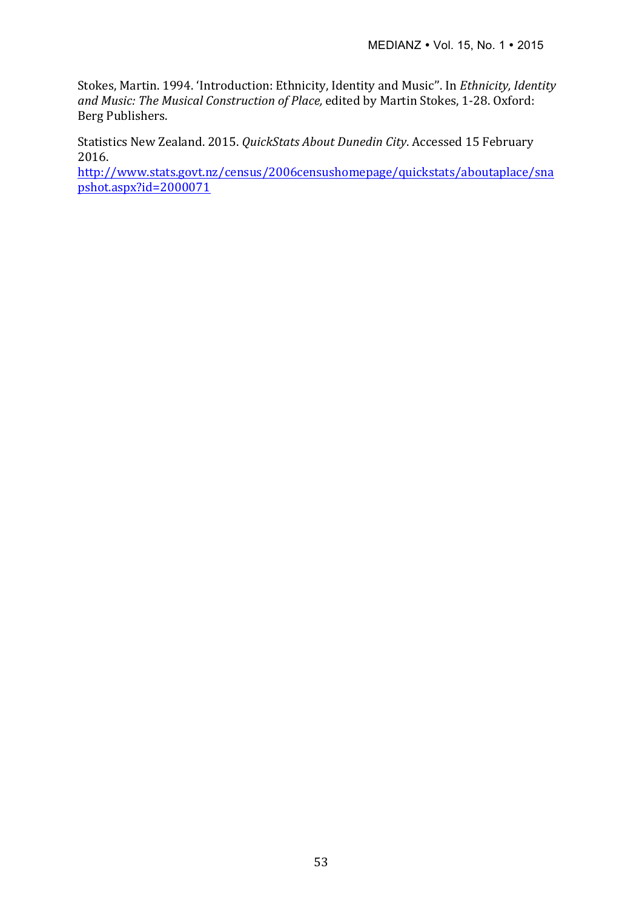Stokes, Martin. 1994. 'Introduction: Ethnicity, Identity and Music". In *Ethnicity, Identity and Music: The Musical Construction of Place,* edited by Martin Stokes, 1-28. Oxford: Berg Publishers.

Statistics New Zealand. 2015. *QuickStats About Dunedin City*. Accessed 15 February 2016. http://www.stats.govt.nz/census/2006censushomepage/quickstats/aboutaplace/snapshot.aspx?id=2000071